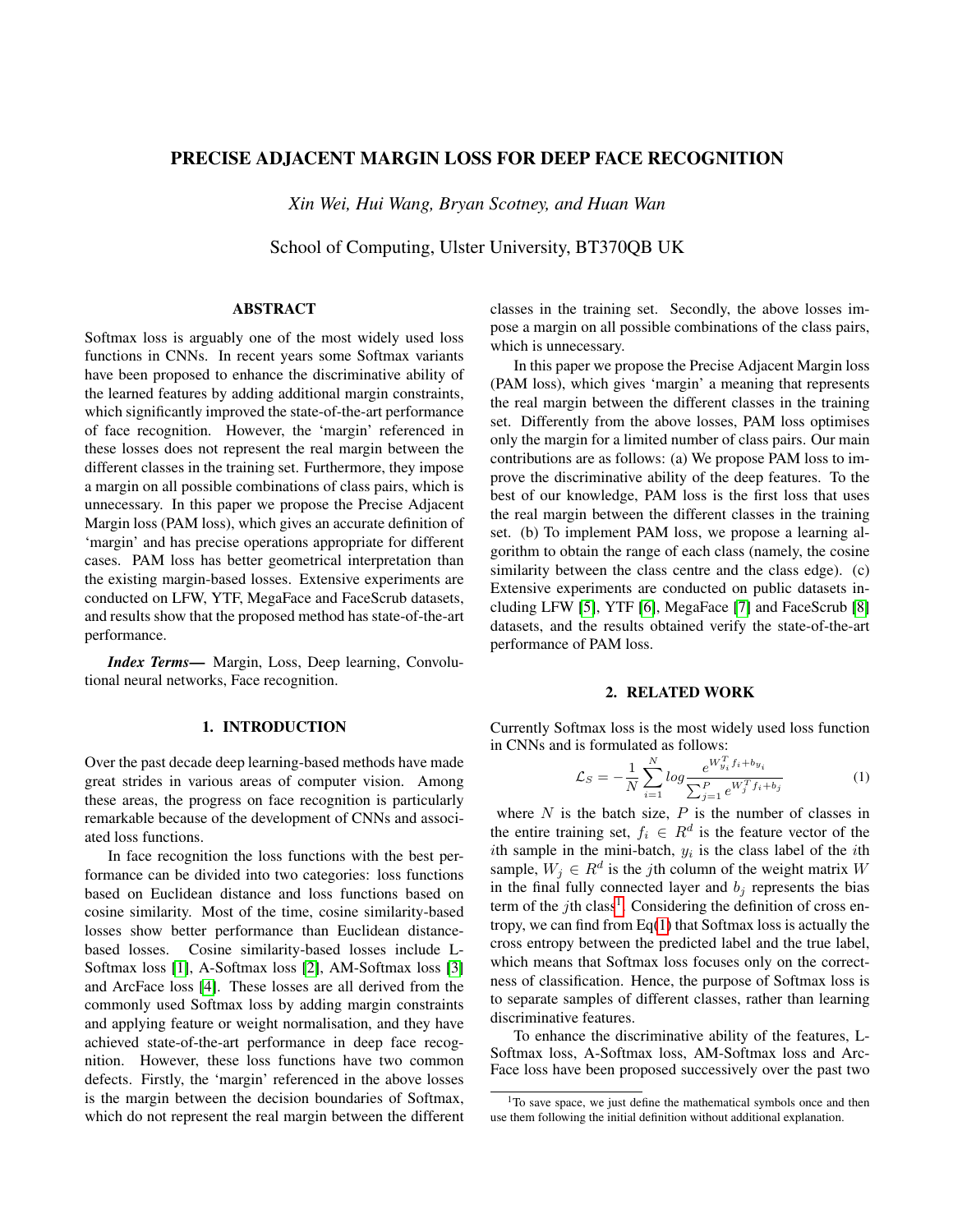# PRECISE ADJACENT MARGIN LOSS FOR DEEP FACE RECOGNITION

*Xin Wei, Hui Wang, Bryan Scotney, and Huan Wan*

School of Computing, Ulster University, BT370QB UK

## ABSTRACT

Softmax loss is arguably one of the most widely used loss functions in CNNs. In recent years some Softmax variants have been proposed to enhance the discriminative ability of the learned features by adding additional margin constraints, which significantly improved the state-of-the-art performance of face recognition. However, the 'margin' referenced in these losses does not represent the real margin between the different classes in the training set. Furthermore, they impose a margin on all possible combinations of class pairs, which is unnecessary. In this paper we propose the Precise Adjacent Margin loss (PAM loss), which gives an accurate definition of 'margin' and has precise operations appropriate for different cases. PAM loss has better geometrical interpretation than the existing margin-based losses. Extensive experiments are conducted on LFW, YTF, MegaFace and FaceScrub datasets, and results show that the proposed method has state-of-the-art performance.

***Index Terms*—** Margin, Loss, Deep learning, Convolutional neural networks, Face recognition.

## 1. INTRODUCTION

Over the past decade deep learning-based methods have made great strides in various areas of computer vision. Among these areas, the progress on face recognition is particularly remarkable because of the development of CNNs and associated loss functions.

In face recognition the loss functions with the best performance can be divided into two categories: loss functions based on Euclidean distance and loss functions based on cosine similarity. Most of the time, cosine similarity-based losses show better performance than Euclidean distance-based losses. Cosine similarity-based losses include L-Softmax loss [1], A-Softmax loss [2], AM-Softmax loss [3] and ArcFace loss [4]. These losses are all derived from the commonly used Softmax loss by adding margin constraints and applying feature or weight normalisation, and they have achieved state-of-the-art performance in deep face recognition. However, these loss functions have two common defects. Firstly, the 'margin' referenced in the above losses is the margin between the decision boundaries of Softmax, which do not represent the real margin between the different classes in the training set. Secondly, the above losses impose a margin on all possible combinations of the class pairs, which is unnecessary.

In this paper we propose the Precise Adjacent Margin loss (PAM loss), which gives 'margin' a meaning that represents the real margin between the different classes in the training set. Differently from the above losses, PAM loss optimises only the margin for a limited number of class pairs. Our main contributions are as follows: (a) We propose PAM loss to improve the discriminative ability of the deep features. To the best of our knowledge, PAM loss is the first loss that uses the real margin between the different classes in the training set. (b) To implement PAM loss, we propose a learning algorithm to obtain the range of each class (namely, the cosine similarity between the class centre and the class edge). (c) Extensive experiments are conducted on public datasets including LFW [5], YTF [6], MegaFace [7] and FaceScrub [8] datasets, and the results obtained verify the state-of-the-art performance of PAM loss.

## 2. RELATED WORK

Currently Softmax loss is the most widely used loss function in CNNs and is formulated as follows:

$$\mathcal{L}_S = -\frac{1}{N}\sum_{i=1}^{N} log \frac{e^{W_{y_i}^T f_i + b_{y_i}}}{\sum_{j=1}^{P} e^{W_j^T f_i + b_j}} \tag{1}$$

where $N$ is the batch size, $P$ is the number of classes in the entire training set, $f_i \in R^d$ is the feature vector of the $i$th sample in the mini-batch, $y_i$ is the class label of the $i$th sample, $W_j \in R^d$ is the $j$th column of the weight matrix $W$ in the final fully connected layer and $b_j$ represents the bias term of the $j$th class[1]. Considering the definition of cross entropy, we can find from Eq(1) that Softmax loss is actually the cross entropy between the predicted label and the true label, which means that Softmax loss focuses only on the correctness of classification. Hence, the purpose of Softmax loss is to separate samples of different classes, rather than learning discriminative features.

To enhance the discriminative ability of the features, L-Softmax loss, A-Softmax loss, AM-Softmax loss and ArcFace loss have been proposed successively over the past two

[1] To save space, we just define the mathematical symbols once and then use them following the initial definition without additional explanation.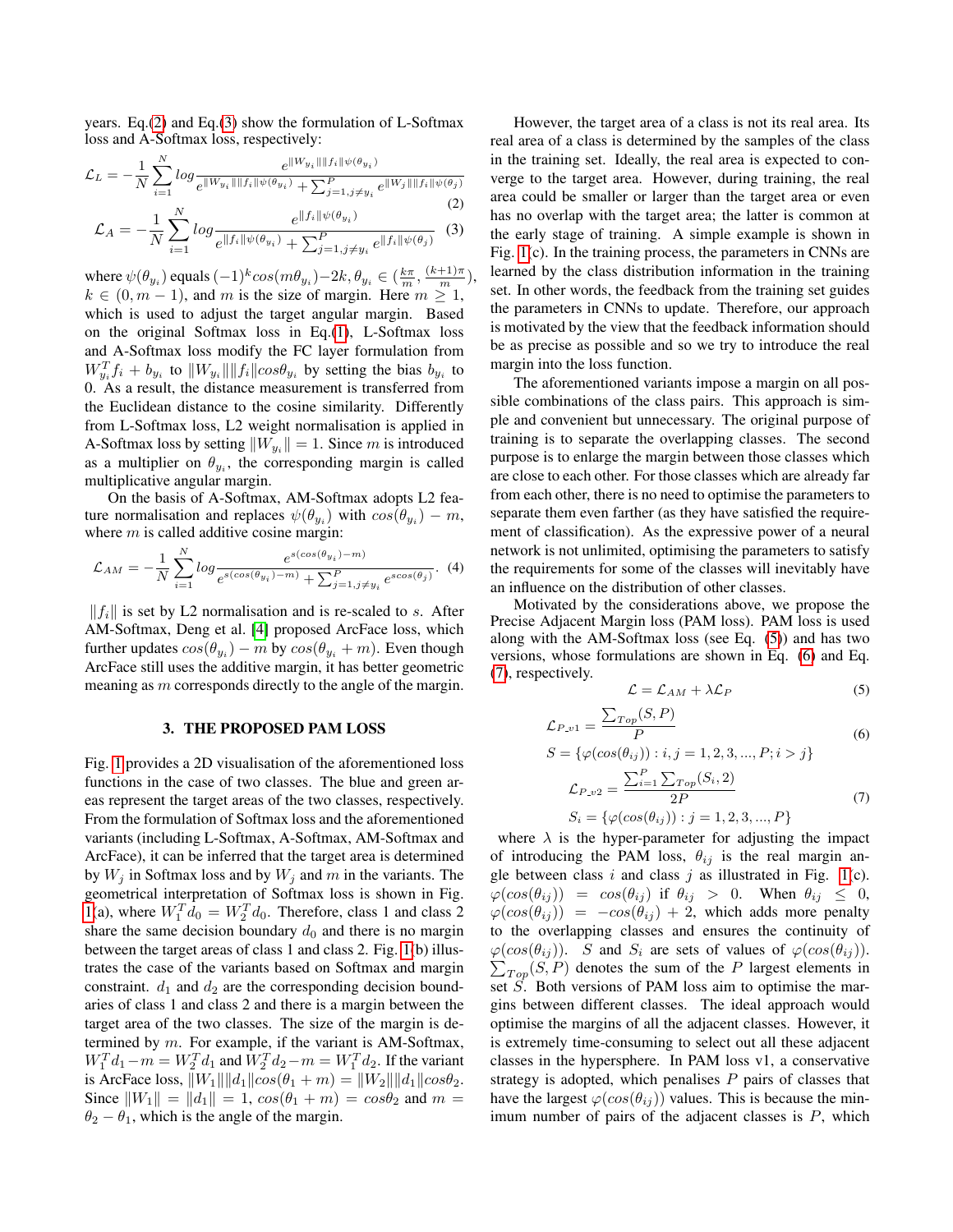years. Eq.(2) and Eq.(3) show the formulation of L-Softmax loss and A-Softmax loss, respectively:

$$\mathcal{L}_L = -\frac{1}{N}\sum_{i=1}^{N} log\frac{e^{\|W_{y_i}\|\|f_i\|\psi(\theta_{y_i})}}{e^{\|W_{y_i}\|\|f_i\|\psi(\theta_{y_i})} + \sum_{j=1, j\neq y_i}^{P} e^{\|W_j\|\|f_i\|\psi(\theta_j)}} \tag{2}$$

$$\mathcal{L}_A = -\frac{1}{N}\sum_{i=1}^{N} log\frac{e^{\|f_i\|\psi(\theta_{y_i})}}{e^{\|f_i\|\psi(\theta_{y_i})} + \sum_{j=1, j\neq y_i}^{P} e^{\|f_i\|\psi(\theta_j)}} \tag{3}$$

where $\psi(\theta_{y_i})$ equals $(-1)^k cos(m\theta_{y_i}) - 2k$, $\theta_{y_i} \in (\frac{k\pi}{m}, \frac{(k+1)\pi}{m})$, $k \in (0, m-1)$, and $m$ is the size of margin. Here $m \geq 1$, which is used to adjust the target angular margin. Based on the original Softmax loss in Eq.(1), L-Softmax loss and A-Softmax loss modify the FC layer formulation from $W_{y_i}^T f_i + b_{y_i}$ to $\|W_{y_i}\|\|f_i\|cos\theta_{y_i}$ by setting the bias $b_{y_i}$ to 0. As a result, the distance measurement is transferred from the Euclidean distance to the cosine similarity. Differently from L-Softmax loss, L2 weight normalisation is applied in A-Softmax loss by setting $\|W_{y_i}\| = 1$. Since $m$ is introduced as a multiplier on $\theta_{y_i}$, the corresponding margin is called multiplicative angular margin.

On the basis of A-Softmax, AM-Softmax adopts L2 feature normalisation and replaces $\psi(\theta_{y_i})$ with $cos(\theta_{y_i}) - m$, where $m$ is called additive cosine margin:

$$\mathcal{L}_{AM} = -\frac{1}{N}\sum_{i=1}^{N} log\frac{e^{s(cos(\theta_{y_i})-m)}}{e^{s(cos(\theta_{y_i})-m)} + \sum_{j=1, j\neq y_i}^{P} e^{scos(\theta_j)}}. \tag{4}$$

$\|f_i\|$ is set by L2 normalisation and is re-scaled to $s$. After AM-Softmax, Deng et al. [4] proposed ArcFace loss, which further updates $cos(\theta_{y_i}) - m$ by $cos(\theta_{y_i} + m)$. Even though ArcFace still uses the additive margin, it has better geometric meaning as $m$ corresponds directly to the angle of the margin.

## 3. THE PROPOSED PAM LOSS

Fig. 1 provides a 2D visualisation of the aforementioned loss functions in the case of two classes. The blue and green areas represent the target areas of the two classes, respectively. From the formulation of Softmax loss and the aforementioned variants (including L-Softmax, A-Softmax, AM-Softmax and ArcFace), it can be inferred that the target area is determined by $W_j$ in Softmax loss and by $W_j$ and $m$ in the variants. The geometrical interpretation of Softmax loss is shown in Fig. 1(a), where $W_1^T d_0 = W_2^T d_0$. Therefore, class 1 and class 2 share the same decision boundary $d_0$ and there is no margin between the target areas of class 1 and class 2. Fig. 1(b) illustrates the case of the variants based on Softmax and margin constraint. $d_1$ and $d_2$ are the corresponding decision boundaries of class 1 and class 2 and there is a margin between the target area of the two classes. The size of the margin is determined by $m$. For example, if the variant is AM-Softmax, $W_1^T d_1 - m = W_2^T d_1$ and $W_2^T d_2 - m = W_1^T d_2$. If the variant is ArcFace loss, $\|W_1\|\|d_1\|cos(\theta_1 + m) = \|W_2\|\|d_1\|cos\theta_2$. Since $\|W_1\| = \|d_1\| = 1$, $cos(\theta_1 + m) = cos\theta_2$ and $m = \theta_2 - \theta_1$, which is the angle of the margin.

However, the target area of a class is not its real area. Its real area of a class is determined by the samples of the class in the training set. Ideally, the real area is expected to converge to the target area. However, during training, the real area could be smaller or larger than the target area or even has no overlap with the target area; the latter is common at the early stage of training. A simple example is shown in Fig. 1(c). In the training process, the parameters in CNNs are learned by the class distribution information in the training set. In other words, the feedback from the training set guides the parameters in CNNs to update. Therefore, our approach is motivated by the view that the feedback information should be as precise as possible and so we try to introduce the real margin into the loss function.

The aforementioned variants impose a margin on all possible combinations of the class pairs. This approach is simple and convenient but unnecessary. The original purpose of training is to separate the overlapping classes. The second purpose is to enlarge the margin between those classes which are close to each other. For those classes which are already far from each other, there is no need to optimise the parameters to separate them even farther (as they have satisfied the requirement of classification). As the expressive power of a neural network is not unlimited, optimising the parameters to satisfy the requirements for some of the classes will inevitably have an influence on the distribution of other classes.

Motivated by the considerations above, we propose the Precise Adjacent Margin loss (PAM loss). PAM loss is used along with the AM-Softmax loss (see Eq. (5)) and has two versions, whose formulations are shown in Eq. (6) and Eq. (7), respectively.

$$\mathcal{L} = \mathcal{L}_{AM} + \lambda \mathcal{L}_P \tag{5}$$

$$\mathcal{L}_{P\_v1} = \frac{\sum_{Top}(S, P)}{P}$$
$$S = \{\varphi(cos(\theta_{ij})) : i, j = 1, 2, 3, ..., P; i > j\} \tag{6}$$

$$\mathcal{L}_{P\_v2} = \frac{\sum_{i=1}^{P}\sum_{Top}(S_i, 2)}{2P}$$
$$S_i = \{\varphi(cos(\theta_{ij})) : j = 1, 2, 3, ..., P\} \tag{7}$$

where $\lambda$ is the hyper-parameter for adjusting the impact of introducing the PAM loss, $\theta_{ij}$ is the real margin angle between class $i$ and class $j$ as illustrated in Fig. 1(c). $\varphi(cos(\theta_{ij})) = cos(\theta_{ij})$ if $\theta_{ij} > 0$. When $\theta_{ij} \leq 0$, $\varphi(cos(\theta_{ij})) = -cos(\theta_{ij}) + 2$, which adds more penalty to the overlapping classes and ensures the continuity of $\varphi(cos(\theta_{ij}))$. $S$ and $S_i$ are sets of values of $\varphi(cos(\theta_{ij}))$. $\sum_{Top}(S, P)$ denotes the sum of the $P$ largest elements in set $S$. Both versions of PAM loss aim to optimise the margins between different classes. The ideal approach would optimise the margins of all the adjacent classes. However, it is extremely time-consuming to select out all these adjacent classes in the hypersphere. In PAM loss v1, a conservative strategy is adopted, which penalises $P$ pairs of classes that have the largest $\varphi(cos(\theta_{ij}))$ values. This is because the minimum number of pairs of the adjacent classes is $P$, which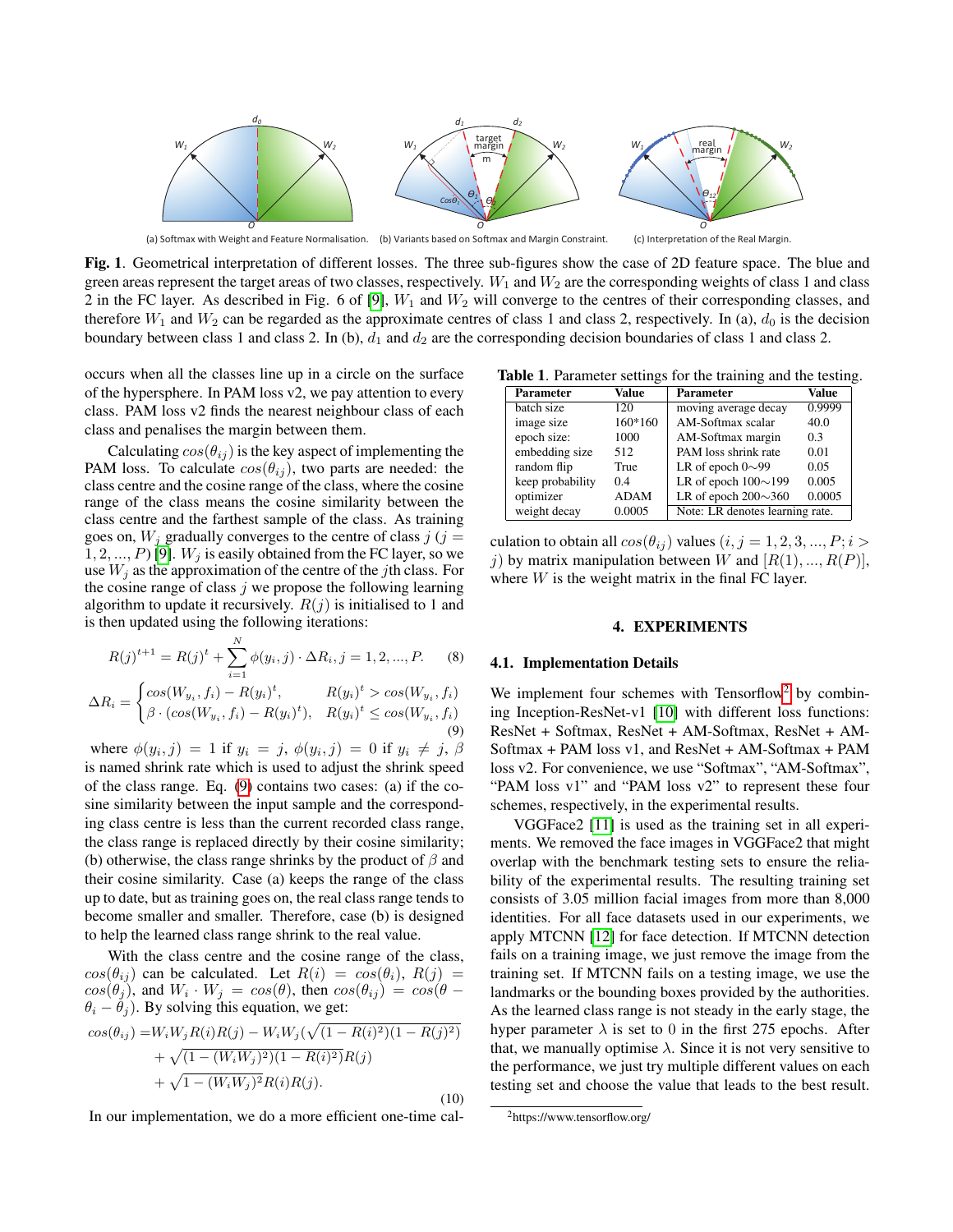(a) Softmax with Weight and Feature Normalisation. (b) Variants based on Softmax and Margin Constraint. (c) Interpretation of the Real Margin.

**Fig. 1**. Geometrical interpretation of different losses. The three sub-figures show the case of 2D feature space. The blue and green areas represent the target areas of two classes, respectively. $W_1$ and $W_2$ are the corresponding weights of class 1 and class 2 in the FC layer. As described in Fig. 6 of [9], $W_1$ and $W_2$ will converge to the centres of their corresponding classes, and therefore $W_1$ and $W_2$ can be regarded as the approximate centres of class 1 and class 2, respectively. In (a), $d_0$ is the decision boundary between class 1 and class 2. In (b), $d_1$ and $d_2$ are the corresponding decision boundaries of class 1 and class 2.

occurs when all the classes line up in a circle on the surface of the hypersphere. In PAM loss v2, we pay attention to every class. PAM loss v2 finds the nearest neighbour class of each class and penalises the margin between them.

Calculating $cos(\theta_{ij})$ is the key aspect of implementing the PAM loss. To calculate $cos(\theta_{ij})$, two parts are needed: the class centre and the cosine range of the class, where the cosine range of the class means the cosine similarity between the class centre and the farthest sample of the class. As training goes on, $W_j$ gradually converges to the centre of class $j$ ($j = 1, 2, ..., P$) [9]. $W_j$ is easily obtained from the FC layer, so we use $W_j$ as the approximation of the centre of the $j$th class. For the cosine range of class $j$ we propose the following learning algorithm to update it recursively. $R(j)$ is initialised to 1 and is then updated using the following iterations:

$$R(j)^{t+1} = R(j)^t + \sum_{i=1}^{N} \phi(y_i, j) \cdot \Delta R_i, j = 1, 2, ..., P. \tag{8}$$

$$\Delta R_i = \begin{cases} cos(W_{y_i}, f_i) - R(y_i)^t, & R(y_i)^t > cos(W_{y_i}, f_i) \\ \beta \cdot (cos(W_{y_i}, f_i) - R(y_i)^t), & R(y_i)^t \leq cos(W_{y_i}, f_i) \end{cases} \tag{9}$$

where $\phi(y_i, j) = 1$ if $y_i = j$, $\phi(y_i, j) = 0$ if $y_i \neq j$, $\beta$ is named shrink rate which is used to adjust the shrink speed of the class range. Eq. (9) contains two cases: (a) if the cosine similarity between the input sample and the corresponding class centre is less than the current recorded class range, the class range is replaced directly by their cosine similarity; (b) otherwise, the class range shrinks by the product of $\beta$ and their cosine similarity. Case (a) keeps the range of the class up to date, but as training goes on, the real class range tends to become smaller and smaller. Therefore, case (b) is designed to help the learned class range shrink to the real value.

With the class centre and the cosine range of the class, $cos(\theta_{ij})$ can be calculated. Let $R(i) = cos(\theta_i)$, $R(j) = cos(\theta_j)$, and $W_i \cdot W_j = cos(\theta)$, then $cos(\theta_{ij}) = cos(\theta - \theta_i - \theta_j)$. By solving this equation, we get:

$$\begin{aligned} cos(\theta_{ij}) =& W_i W_j R(i) R(j) - W_i W_j (\sqrt{(1 - R(i)^2)(1 - R(j)^2)} \\ &+ \sqrt{(1 - (W_i W_j)^2)(1 - R(i)^2)} R(j) \\ &+ \sqrt{1 - (W_i W_j)^2} R(i) R(j). \end{aligned} \tag{10}$$

In our implementation, we do a more efficient one-time calculation to obtain all $cos(\theta_{ij})$ values $(i, j = 1, 2, 3, ..., P; i > j)$ by matrix manipulation between $W$ and $[R(1), ..., R(P)]$, where $W$ is the weight matrix in the final FC layer.

**Table 1**. Parameter settings for the training and the testing.

| Parameter | Value | Parameter | Value |
|---|---|---|---|
| batch size | 120 | moving average decay | 0.9999 |
| image size | 160*160 | AM-Softmax scalar | 40.0 |
| epoch size: | 1000 | AM-Softmax margin | 0.3 |
| embedding size | 512 | PAM loss shrink rate | 0.01 |
| random flip | True | LR of epoch 0∼99 | 0.05 |
| keep probability | 0.4 | LR of epoch 100∼199 | 0.005 |
| optimizer | ADAM | LR of epoch 200∼360 | 0.0005 |
| weight decay | 0.0005 | Note: LR denotes learning rate. | |

## 4. EXPERIMENTS

### 4.1. Implementation Details

We implement four schemes with Tensorflow[2] by combining Inception-ResNet-v1 [10] with different loss functions: ResNet + Softmax, ResNet + AM-Softmax, ResNet + AM-Softmax + PAM loss v1, and ResNet + AM-Softmax + PAM loss v2. For convenience, we use "Softmax", "AM-Softmax", "PAM loss v1" and "PAM loss v2" to represent these four schemes, respectively, in the experimental results.

VGGFace2 [11] is used as the training set in all experiments. We removed the face images in VGGFace2 that might overlap with the benchmark testing sets to ensure the reliability of the experimental results. The resulting training set consists of 3.05 million facial images from more than 8,000 identities. For all face datasets used in our experiments, we apply MTCNN [12] for face detection. If MTCNN detection fails on a training image, we just remove the image from the training set. If MTCNN fails on a testing image, we use the landmarks or the bounding boxes provided by the authorities. As the learned class range is not steady in the early stage, the hyper parameter $\lambda$ is set to 0 in the first 275 epochs. After that, we manually optimise $\lambda$. Since it is not very sensitive to the performance, we just try multiple different values on each testing set and choose the value that leads to the best result.

[2] https://www.tensorflow.org/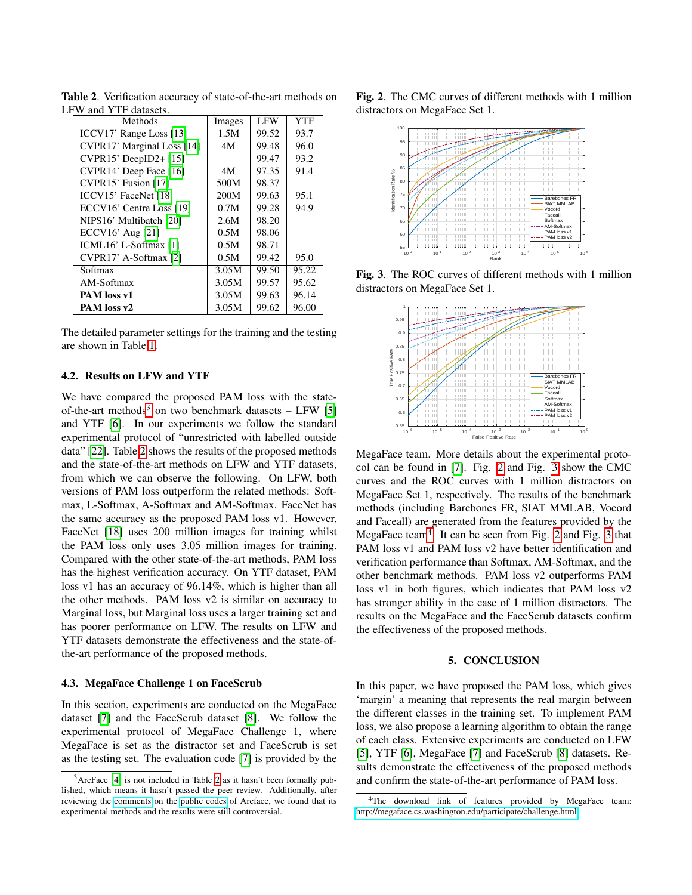**Table 2**. Verification accuracy of state-of-the-art methods on LFW and YTF datasets.

| Methods | Images | LFW | YTF |
|---|---|---|---|
| ICCV17' Range Loss [13] | 1.5M | 99.52 | 93.7 |
| CVPR17' Marginal Loss [14] | 4M | 99.48 | 96.0 |
| CVPR15' DeepID2+ [15] | | 99.47 | 93.2 |
| CVPR14' Deep Face [16] | 4M | 97.35 | 91.4 |
| CVPR15' Fusion [17] | 500M | 98.37 | |
| ICCV15' FaceNet [18] | 200M | 99.63 | 95.1 |
| ECCV16' Centre Loss [19] | 0.7M | 99.28 | 94.9 |
| NIPS16' Multibatch [20] | 2.6M | 98.20 | |
| ECCV16' Aug [21] | 0.5M | 98.06 | |
| ICML16' L-Softmax [1] | 0.5M | 98.71 | |
| CVPR17' A-Softmax [2] | 0.5M | 99.42 | 95.0 |
| Softmax | 3.05M | 99.50 | 95.22 |
| AM-Softmax | 3.05M | 99.57 | 95.62 |
| **PAM loss v1** | 3.05M | 99.63 | 96.14 |
| **PAM loss v2** | 3.05M | 99.62 | 96.00 |

The detailed parameter settings for the training and the testing are shown in Table 1.

### 4.2. Results on LFW and YTF

We have compared the proposed PAM loss with the state-of-the-art methods[3] on two benchmark datasets – LFW [5] and YTF [6]. In our experiments we follow the standard experimental protocol of "unrestricted with labelled outside data" [22]. Table 2 shows the results of the proposed methods and the state-of-the-art methods on LFW and YTF datasets, from which we can observe the following. On LFW, both versions of PAM loss outperform the related methods: Softmax, L-Softmax, A-Softmax and AM-Softmax. FaceNet has the same accuracy as the proposed PAM loss v1. However, FaceNet [18] uses 200 million images for training whilst the PAM loss only uses 3.05 million images for training. Compared with the other state-of-the-art methods, PAM loss has the highest verification accuracy. On YTF dataset, PAM loss v1 has an accuracy of 96.14%, which is higher than all the other methods. PAM loss v2 is similar on accuracy to Marginal loss, but Marginal loss uses a larger training set and has poorer performance on LFW. The results on LFW and YTF datasets demonstrate the effectiveness and the state-of-the-art performance of the proposed methods.

### 4.3. MegaFace Challenge 1 on FaceScrub

In this section, experiments are conducted on the MegaFace dataset [7] and the FaceScrub dataset [8]. We follow the experimental protocol of MegaFace Challenge 1, where MegaFace is set as the distractor set and FaceScrub is set as the testing set. The evaluation code [7] is provided by the MegaFace team. More details about the experimental protocol can be found in [7]. Fig. 2 and Fig. 3 show the CMC curves and the ROC curves with 1 million distractors on MegaFace Set 1, respectively. The results of the benchmark methods (including Barebones FR, SIAT MMLAB, Vocord and Faceall) are generated from the features provided by the MegaFace team[4]. It can be seen from Fig. 2 and Fig. 3 that PAM loss v1 and PAM loss v2 have better identification and verification performance than Softmax, AM-Softmax, and the other benchmark methods. PAM loss v2 outperforms PAM loss v1 in both figures, which indicates that PAM loss v2 has stronger ability in the case of 1 million distractors. The results on the MegaFace and the FaceScrub datasets confirm the effectiveness of the proposed methods.

**Fig. 2**. The CMC curves of different methods with 1 million distractors on MegaFace Set 1.

**Fig. 3**. The ROC curves of different methods with 1 million distractors on MegaFace Set 1.

## 5. CONCLUSION

In this paper, we have proposed the PAM loss, which gives 'margin' a meaning that represents the real margin between the different classes in the training set. To implement PAM loss, we also propose a learning algorithm to obtain the range of each class. Extensive experiments are conducted on LFW [5], YTF [6], MegaFace [7] and FaceScrub [8] datasets. Results demonstrate the effectiveness of the proposed methods and confirm the state-of-the-art performance of PAM loss.

[3] ArcFace [4] is not included in Table 2 as it hasn't been formally published, which means it hasn't passed the peer review. Additionally, after reviewing the comments on the public codes of Arcface, we found that its experimental methods and the results were still controversial.

[4] The download link of features provided by MegaFace team: http://megaface.cs.washington.edu/participate/challenge.html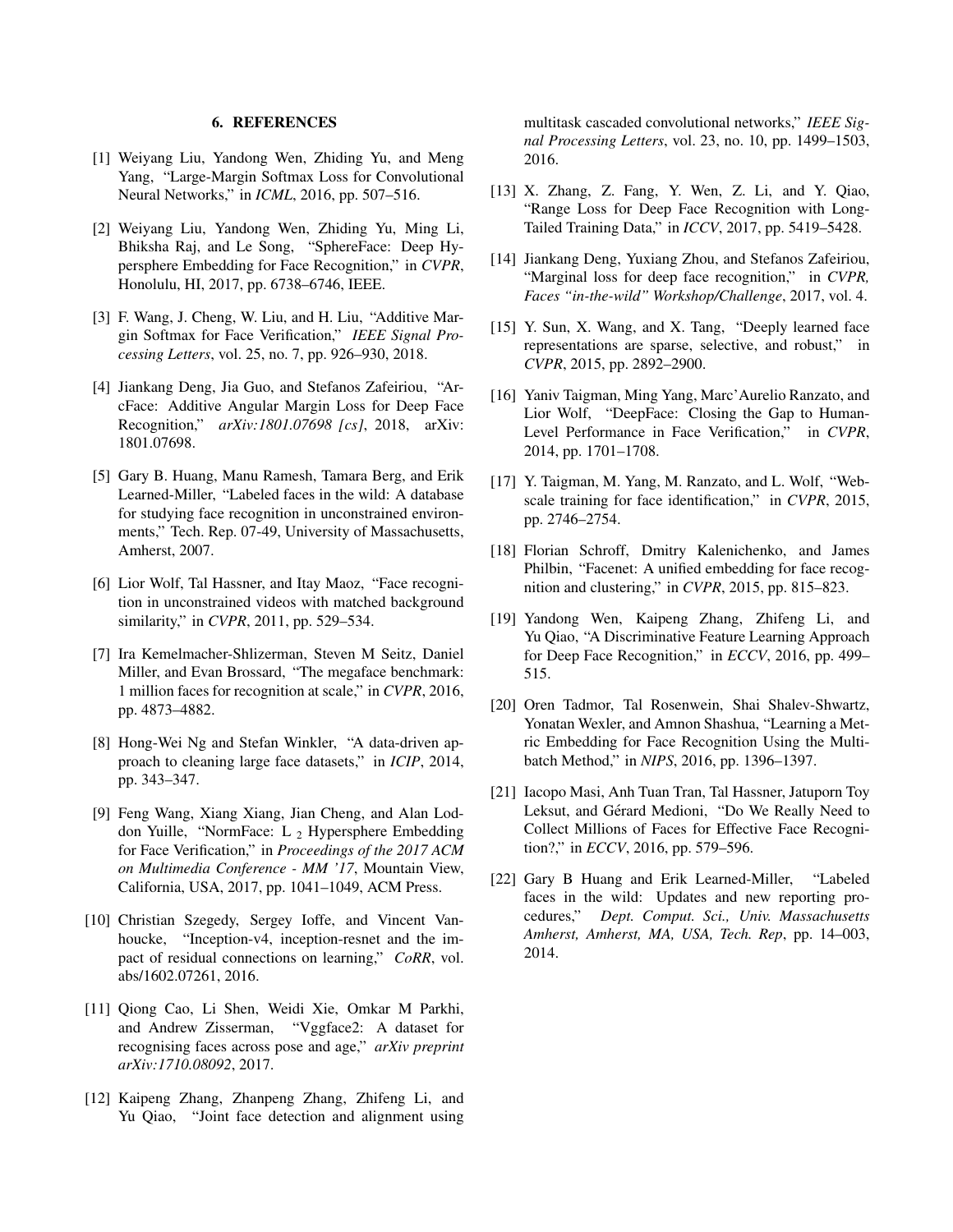## 6. REFERENCES

[1] Weiyang Liu, Yandong Wen, Zhiding Yu, and Meng Yang, "Large-Margin Softmax Loss for Convolutional Neural Networks," in *ICML*, 2016, pp. 507–516.

[2] Weiyang Liu, Yandong Wen, Zhiding Yu, Ming Li, Bhiksha Raj, and Le Song, "SphereFace: Deep Hypersphere Embedding for Face Recognition," in *CVPR*, Honolulu, HI, 2017, pp. 6738–6746, IEEE.

[3] F. Wang, J. Cheng, W. Liu, and H. Liu, "Additive Margin Softmax for Face Verification," *IEEE Signal Processing Letters*, vol. 25, no. 7, pp. 926–930, 2018.

[4] Jiankang Deng, Jia Guo, and Stefanos Zafeiriou, "ArcFace: Additive Angular Margin Loss for Deep Face Recognition," *arXiv:1801.07698 [cs]*, 2018, arXiv: 1801.07698.

[5] Gary B. Huang, Manu Ramesh, Tamara Berg, and Erik Learned-Miller, "Labeled faces in the wild: A database for studying face recognition in unconstrained environments," Tech. Rep. 07-49, University of Massachusetts, Amherst, 2007.

[6] Lior Wolf, Tal Hassner, and Itay Maoz, "Face recognition in unconstrained videos with matched background similarity," in *CVPR*, 2011, pp. 529–534.

[7] Ira Kemelmacher-Shlizerman, Steven M Seitz, Daniel Miller, and Evan Brossard, "The megaface benchmark: 1 million faces for recognition at scale," in *CVPR*, 2016, pp. 4873–4882.

[8] Hong-Wei Ng and Stefan Winkler, "A data-driven approach to cleaning large face datasets," in *ICIP*, 2014, pp. 343–347.

[9] Feng Wang, Xiang Xiang, Jian Cheng, and Alan Loddon Yuille, "NormFace: $L_2$ Hypersphere Embedding for Face Verification," in *Proceedings of the 2017 ACM on Multimedia Conference - MM '17*, Mountain View, California, USA, 2017, pp. 1041–1049, ACM Press.

[10] Christian Szegedy, Sergey Ioffe, and Vincent Vanhoucke, "Inception-v4, inception-resnet and the impact of residual connections on learning," *CoRR*, vol. abs/1602.07261, 2016.

[11] Qiong Cao, Li Shen, Weidi Xie, Omkar M Parkhi, and Andrew Zisserman, "Vggface2: A dataset for recognising faces across pose and age," *arXiv preprint arXiv:1710.08092*, 2017.

[12] Kaipeng Zhang, Zhanpeng Zhang, Zhifeng Li, and Yu Qiao, "Joint face detection and alignment using multitask cascaded convolutional networks," *IEEE Signal Processing Letters*, vol. 23, no. 10, pp. 1499–1503, 2016.

[13] X. Zhang, Z. Fang, Y. Wen, Z. Li, and Y. Qiao, "Range Loss for Deep Face Recognition with Long-Tailed Training Data," in *ICCV*, 2017, pp. 5419–5428.

[14] Jiankang Deng, Yuxiang Zhou, and Stefanos Zafeiriou, "Marginal loss for deep face recognition," in *CVPR, Faces "in-the-wild" Workshop/Challenge*, 2017, vol. 4.

[15] Y. Sun, X. Wang, and X. Tang, "Deeply learned face representations are sparse, selective, and robust," in *CVPR*, 2015, pp. 2892–2900.

[16] Yaniv Taigman, Ming Yang, Marc'Aurelio Ranzato, and Lior Wolf, "DeepFace: Closing the Gap to Human-Level Performance in Face Verification," in *CVPR*, 2014, pp. 1701–1708.

[17] Y. Taigman, M. Yang, M. Ranzato, and L. Wolf, "Web-scale training for face identification," in *CVPR*, 2015, pp. 2746–2754.

[18] Florian Schroff, Dmitry Kalenichenko, and James Philbin, "Facenet: A unified embedding for face recognition and clustering," in *CVPR*, 2015, pp. 815–823.

[19] Yandong Wen, Kaipeng Zhang, Zhifeng Li, and Yu Qiao, "A Discriminative Feature Learning Approach for Deep Face Recognition," in *ECCV*, 2016, pp. 499–515.

[20] Oren Tadmor, Tal Rosenwein, Shai Shalev-Shwartz, Yonatan Wexler, and Amnon Shashua, "Learning a Metric Embedding for Face Recognition Using the Multibatch Method," in *NIPS*, 2016, pp. 1396–1397.

[21] Iacopo Masi, Anh Tuan Tran, Tal Hassner, Jatuporn Toy Leksut, and Gérard Medioni, "Do We Really Need to Collect Millions of Faces for Effective Face Recognition?," in *ECCV*, 2016, pp. 579–596.

[22] Gary B Huang and Erik Learned-Miller, "Labeled faces in the wild: Updates and new reporting procedures," *Dept. Comput. Sci., Univ. Massachusetts Amherst, Amherst, MA, USA, Tech. Rep*, pp. 14–003, 2014.